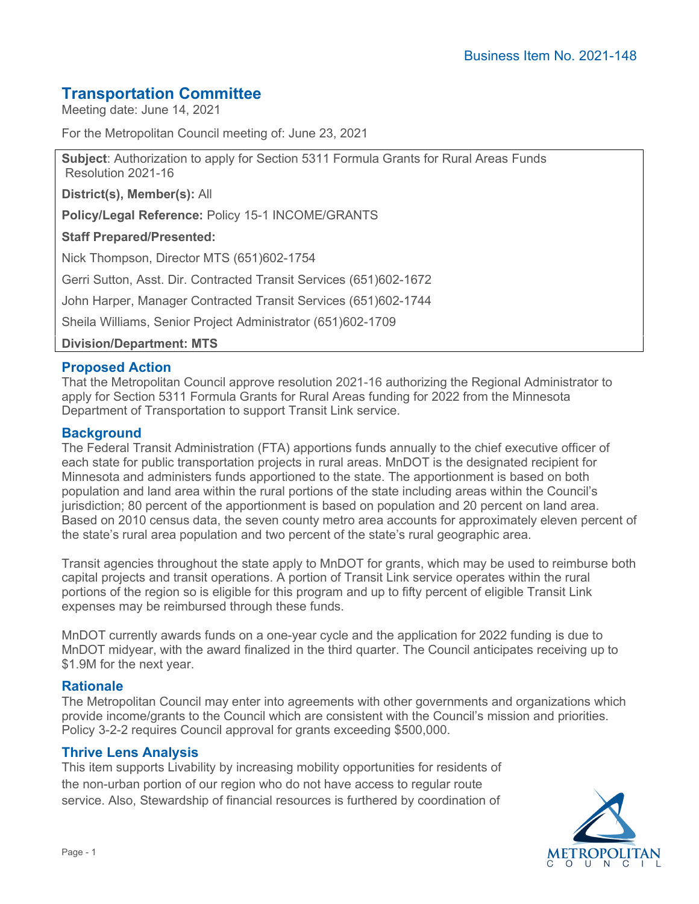Business Item No. 2021-148

# Transportation Committee

Meeting date: June 14, 2021

For the Metropolitan Council meeting of: June 23, 2021

**Subject**: Authorization to apply for Section 5311 Formula Grants for Rural Areas Funds Resolution 2021-16

**District(s), Member(s):** All

**Policy/Legal Reference:** Policy 15-1 INCOME/GRANTS

**Staff Prepared/Presented:**

Nick Thompson, Director MTS (651)602-1754

Gerri Sutton, Asst. Dir. Contracted Transit Services (651)602-1672

John Harper, Manager Contracted Transit Services (651)602-1744

Sheila Williams, Senior Project Administrator (651)602-1709

**Division/Department: MTS**

## Proposed Action

That the Metropolitan Council approve resolution 2021-16 authorizing the Regional Administrator to apply for Section 5311 Formula Grants for Rural Areas funding for 2022 from the Minnesota Department of Transportation to support Transit Link service.

## Background

The Federal Transit Administration (FTA) apportions funds annually to the chief executive officer of each state for public transportation projects in rural areas. MnDOT is the designated recipient for Minnesota and administers funds apportioned to the state. The apportionment is based on both population and land area within the rural portions of the state including areas within the Council's jurisdiction; 80 percent of the apportionment is based on population and 20 percent on land area. Based on 2010 census data, the seven county metro area accounts for approximately eleven percent of the state's rural area population and two percent of the state's rural geographic area.

Transit agencies throughout the state apply to MnDOT for grants, which may be used to reimburse both capital projects and transit operations. A portion of Transit Link service operates within the rural portions of the region so is eligible for this program and up to fifty percent of eligible Transit Link expenses may be reimbursed through these funds.

MnDOT currently awards funds on a one-year cycle and the application for 2022 funding is due to MnDOT midyear, with the award finalized in the third quarter. The Council anticipates receiving up to $1.9M for the next year.

## Rationale

The Metropolitan Council may enter into agreements with other governments and organizations which provide income/grants to the Council which are consistent with the Council's mission and priorities. Policy 3-2-2 requires Council approval for grants exceeding $500,000.

## Thrive Lens Analysis

This item supports Livability by increasing mobility opportunities for residents of the non-urban portion of our region who do not have access to regular route service. Also, Stewardship of financial resources is furthered by coordination of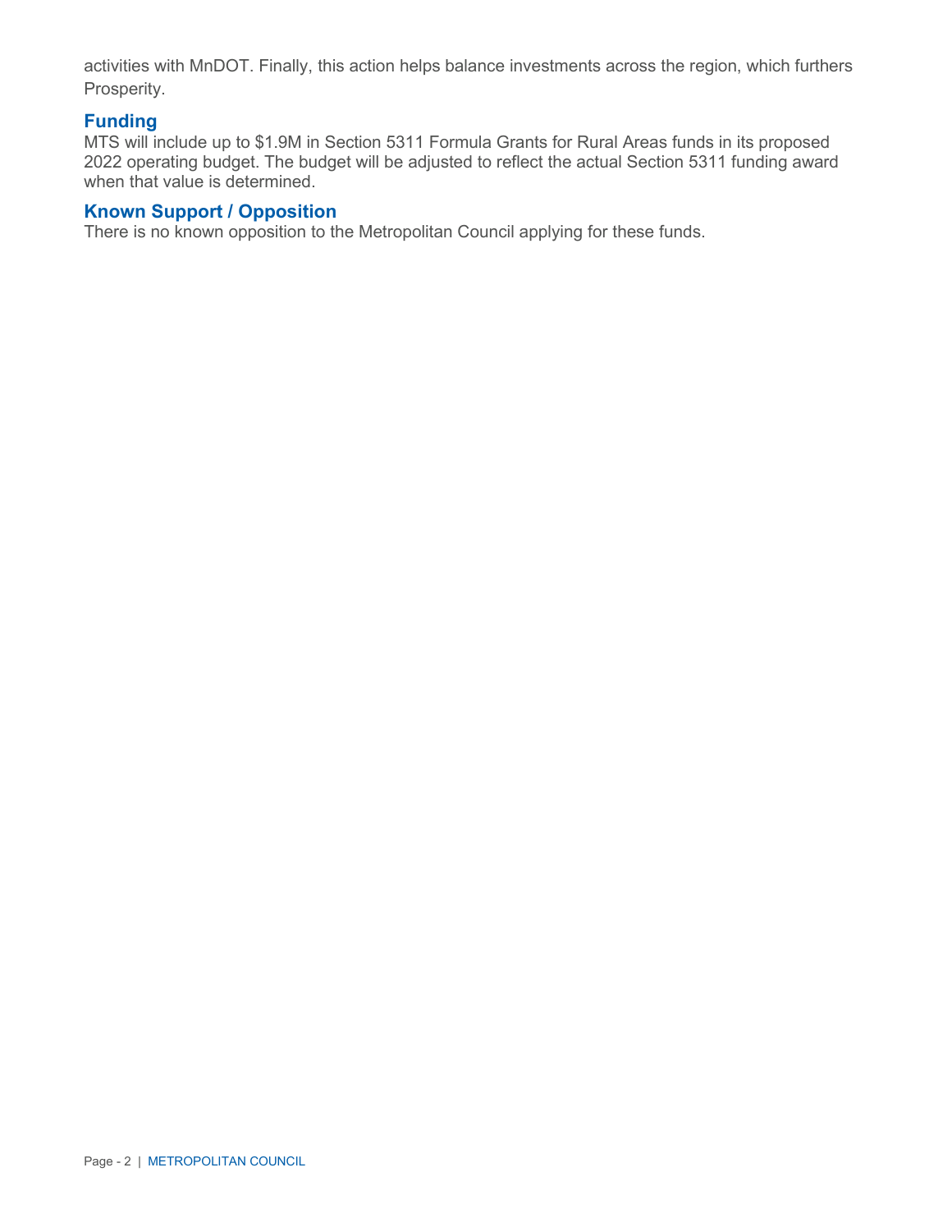activities with MnDOT. Finally, this action helps balance investments across the region, which furthers Prosperity.

## Funding

MTS will include up to $1.9M in Section 5311 Formula Grants for Rural Areas funds in its proposed 2022 operating budget. The budget will be adjusted to reflect the actual Section 5311 funding award when that value is determined.

## Known Support / Opposition

There is no known opposition to the Metropolitan Council applying for these funds.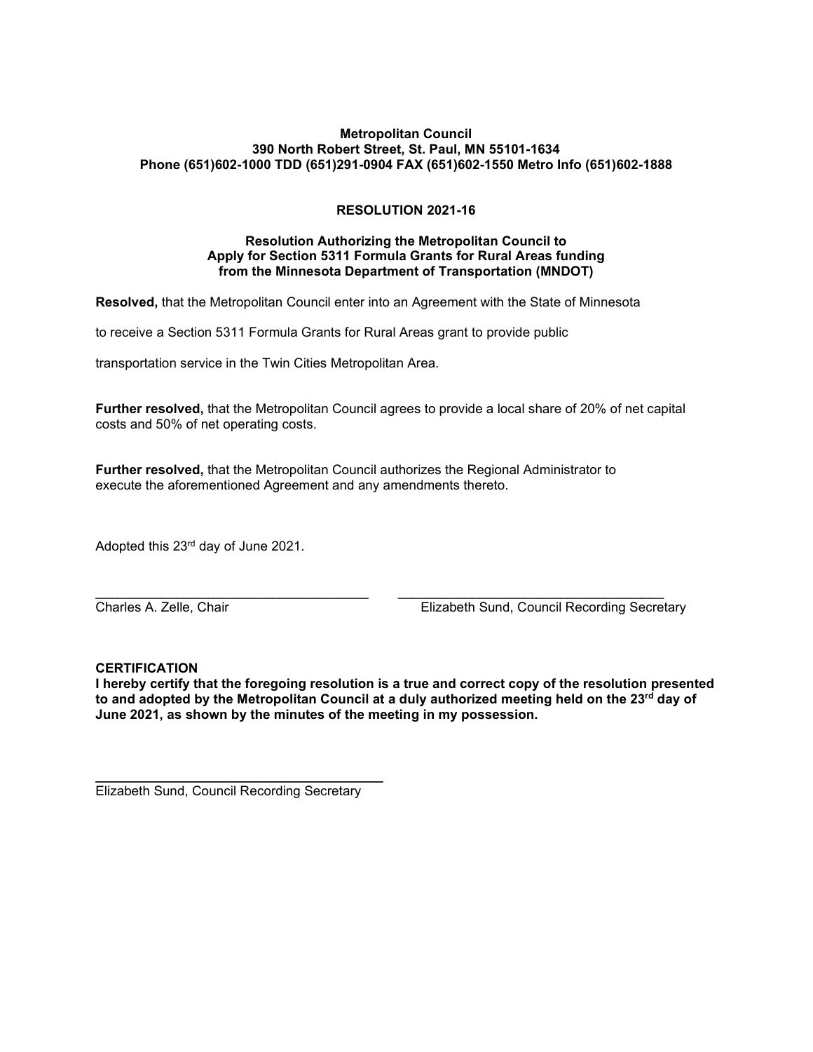**Metropolitan Council**
**390 North Robert Street, St. Paul, MN 55101-1634**
**Phone (651)602-1000 TDD (651)291-0904 FAX (651)602-1550 Metro Info (651)602-1888**

**RESOLUTION 2021-16**

**Resolution Authorizing the Metropolitan Council to Apply for Section 5311 Formula Grants for Rural Areas funding from the Minnesota Department of Transportation (MNDOT)**

**Resolved,** that the Metropolitan Council enter into an Agreement with the State of Minnesota to receive a Section 5311 Formula Grants for Rural Areas grant to provide public transportation service in the Twin Cities Metropolitan Area.

**Further resolved,** that the Metropolitan Council agrees to provide a local share of 20% of net capital costs and 50% of net operating costs.

**Further resolved,** that the Metropolitan Council authorizes the Regional Administrator to execute the aforementioned Agreement and any amendments thereto.

Adopted this 23rd day of June 2021.

\_\_\_\_\_\_\_\_\_\_\_\_\_\_\_\_\_\_\_\_\_\_\_\_\_\_\_\_\_\_\_\_\_\_\_\_\_\_
Charles A. Zelle, Chair

\_\_\_\_\_\_\_\_\_\_\_\_\_\_\_\_\_\_\_\_\_\_\_\_\_\_\_\_\_\_\_\_\_\_\_\_\_\_
Elizabeth Sund, Council Recording Secretary

**CERTIFICATION**
**I hereby certify that the foregoing resolution is a true and correct copy of the resolution presented to and adopted by the Metropolitan Council at a duly authorized meeting held on the 23rd day of June 2021, as shown by the minutes of the meeting in my possession.**

\_\_\_\_\_\_\_\_\_\_\_\_\_\_\_\_\_\_\_\_\_\_\_\_\_\_\_\_\_\_\_\_\_\_\_\_\_\_
Elizabeth Sund, Council Recording Secretary